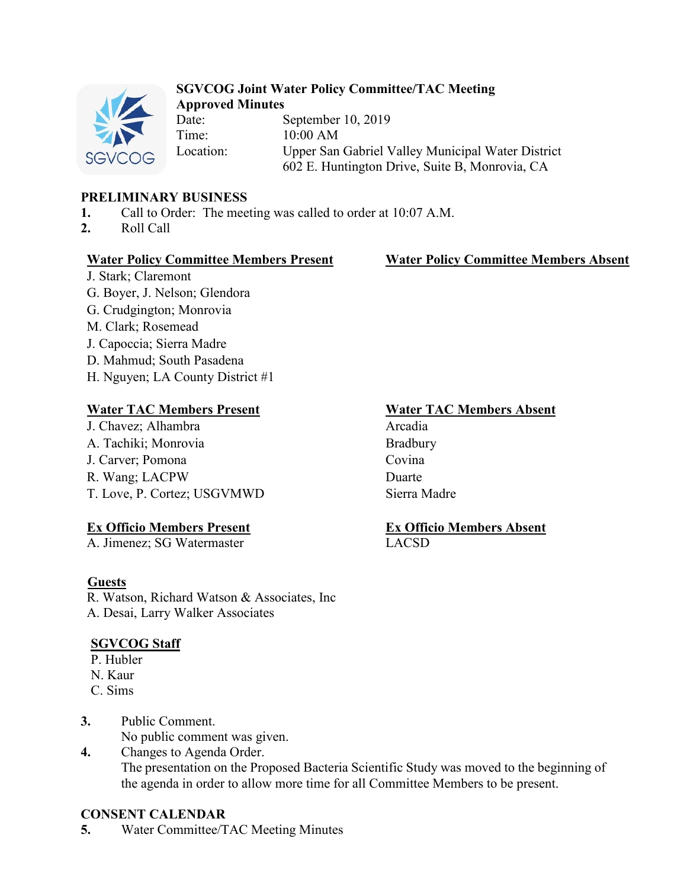**SGVCOG Joint Water Policy Committee/TAC Meeting**
**Approved Minutes**

Date: September 10, 2019
Time: 10:00 AM
Location: Upper San Gabriel Valley Municipal Water District
602 E. Huntington Drive, Suite B, Monrovia, CA

## PRELIMINARY BUSINESS

1. Call to Order: The meeting was called to order at 10:07 A.M.
2. Roll Call

**Water Policy Committee Members Present**
J. Stark; Claremont
G. Boyer, J. Nelson; Glendora
G. Crudgington; Monrovia
M. Clark; Rosemead
J. Capoccia; Sierra Madre
D. Mahmud; South Pasadena
H. Nguyen; LA County District #1

**Water Policy Committee Members Absent**

**Water TAC Members Present**
J. Chavez; Alhambra
A. Tachiki; Monrovia
J. Carver; Pomona
R. Wang; LACPW
T. Love, P. Cortez; USGVMWD

**Water TAC Members Absent**
Arcadia
Bradbury
Covina
Duarte
Sierra Madre

**Ex Officio Members Present**
A. Jimenez; SG Watermaster

**Ex Officio Members Absent**
LACSD

**Guests**
R. Watson, Richard Watson & Associates, Inc
A. Desai, Larry Walker Associates

**SGVCOG Staff**
P. Hubler
N. Kaur
C. Sims

3. Public Comment.
No public comment was given.
4. Changes to Agenda Order.
The presentation on the Proposed Bacteria Scientific Study was moved to the beginning of the agenda in order to allow more time for all Committee Members to be present.

## CONSENT CALENDAR

5. Water Committee/TAC Meeting Minutes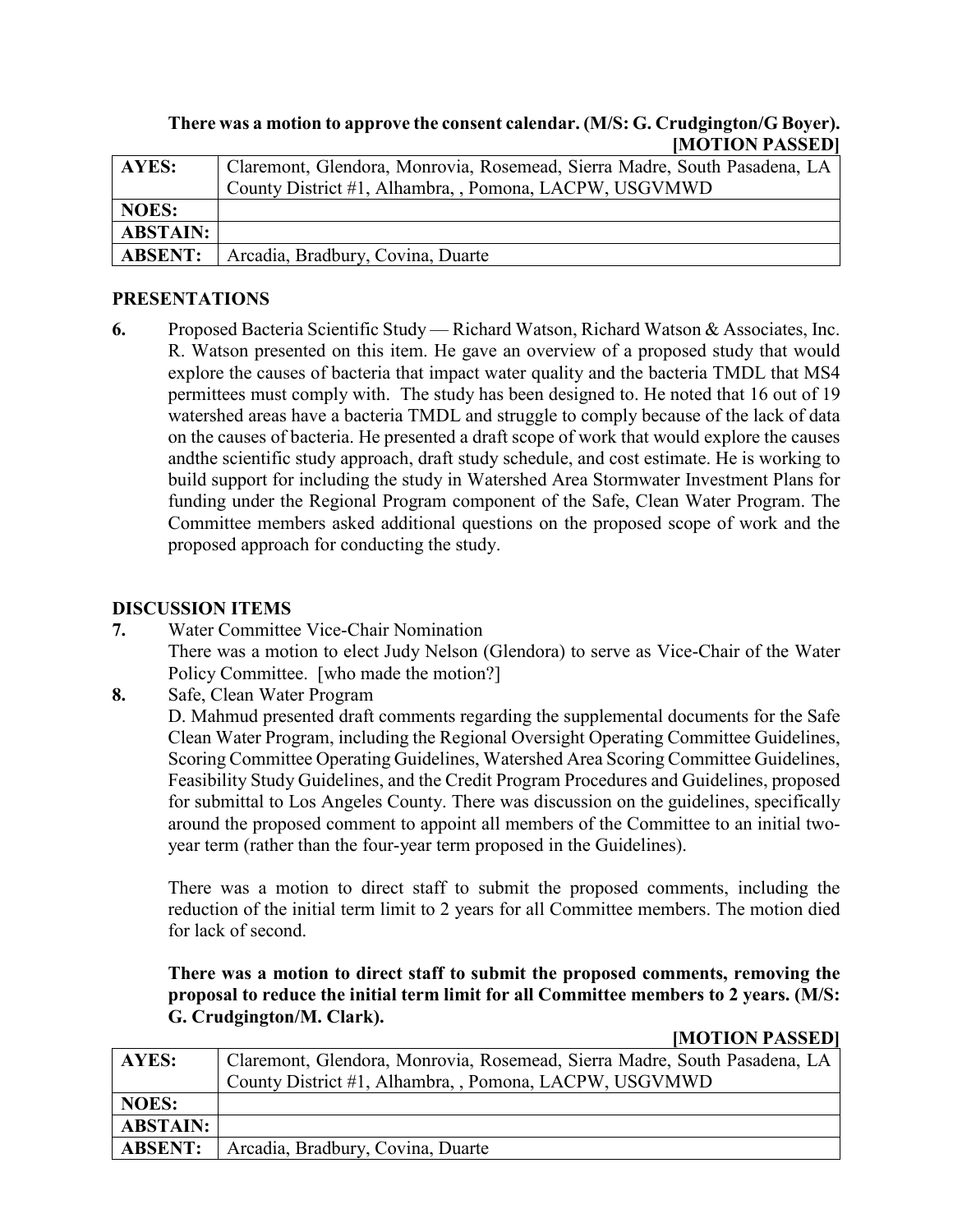**There was a motion to approve the consent calendar. (M/S: G. Crudgington/G Boyer). [MOTION PASSED]**

| AYES: | Claremont, Glendora, Monrovia, Rosemead, Sierra Madre, South Pasadena, LA County District #1, Alhambra, , Pomona, LACPW, USGVMWD |
|---|---|
| NOES: | |
| ABSTAIN: | |
| ABSENT: | Arcadia, Bradbury, Covina, Duarte |

## PRESENTATIONS

**6.** Proposed Bacteria Scientific Study — Richard Watson, Richard Watson & Associates, Inc. R. Watson presented on this item. He gave an overview of a proposed study that would explore the causes of bacteria that impact water quality and the bacteria TMDL that MS4 permittees must comply with. The study has been designed to. He noted that 16 out of 19 watershed areas have a bacteria TMDL and struggle to comply because of the lack of data on the causes of bacteria. He presented a draft scope of work that would explore the causes andthe scientific study approach, draft study schedule, and cost estimate. He is working to build support for including the study in Watershed Area Stormwater Investment Plans for funding under the Regional Program component of the Safe, Clean Water Program. The Committee members asked additional questions on the proposed scope of work and the proposed approach for conducting the study.

## DISCUSSION ITEMS

**7.** Water Committee Vice-Chair Nomination
There was a motion to elect Judy Nelson (Glendora) to serve as Vice-Chair of the Water Policy Committee. [who made the motion?]

**8.** Safe, Clean Water Program
D. Mahmud presented draft comments regarding the supplemental documents for the Safe Clean Water Program, including the Regional Oversight Operating Committee Guidelines, Scoring Committee Operating Guidelines, Watershed Area Scoring Committee Guidelines, Feasibility Study Guidelines, and the Credit Program Procedures and Guidelines, proposed for submittal to Los Angeles County. There was discussion on the guidelines, specifically around the proposed comment to appoint all members of the Committee to an initial two-year term (rather than the four-year term proposed in the Guidelines).

There was a motion to direct staff to submit the proposed comments, including the reduction of the initial term limit to 2 years for all Committee members. The motion died for lack of second.

**There was a motion to direct staff to submit the proposed comments, removing the proposal to reduce the initial term limit for all Committee members to 2 years. (M/S: G. Crudgington/M. Clark).**

**[MOTION PASSED]**

| AYES: | Claremont, Glendora, Monrovia, Rosemead, Sierra Madre, South Pasadena, LA County District #1, Alhambra, , Pomona, LACPW, USGVMWD |
|---|---|
| NOES: | |
| ABSTAIN: | |
| ABSENT: | Arcadia, Bradbury, Covina, Duarte |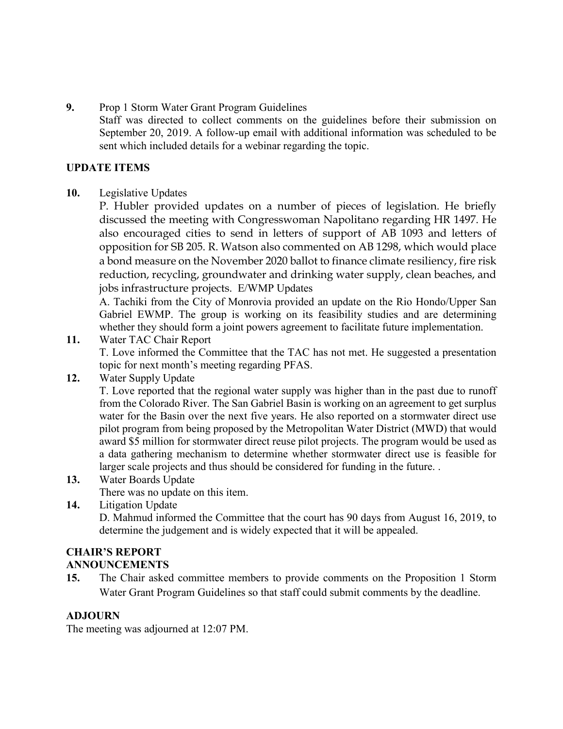**9.** Prop 1 Storm Water Grant Program Guidelines

Staff was directed to collect comments on the guidelines before their submission on September 20, 2019. A follow-up email with additional information was scheduled to be sent which included details for a webinar regarding the topic.

## UPDATE ITEMS

**10.** Legislative Updates

P. Hubler provided updates on a number of pieces of legislation. He briefly discussed the meeting with Congresswoman Napolitano regarding HR 1497. He also encouraged cities to send in letters of support of AB 1093 and letters of opposition for SB 205. R. Watson also commented on AB 1298, which would place a bond measure on the November 2020 ballot to finance climate resiliency, fire risk reduction, recycling, groundwater and drinking water supply, clean beaches, and jobs infrastructure projects. E/WMP Updates

A. Tachiki from the City of Monrovia provided an update on the Rio Hondo/Upper San Gabriel EWMP. The group is working on its feasibility studies and are determining whether they should form a joint powers agreement to facilitate future implementation.

**11.** Water TAC Chair Report

T. Love informed the Committee that the TAC has not met. He suggested a presentation topic for next month's meeting regarding PFAS.

**12.** Water Supply Update

T. Love reported that the regional water supply was higher than in the past due to runoff from the Colorado River. The San Gabriel Basin is working on an agreement to get surplus water for the Basin over the next five years. He also reported on a stormwater direct use pilot program from being proposed by the Metropolitan Water District (MWD) that would award $5 million for stormwater direct reuse pilot projects. The program would be used as a data gathering mechanism to determine whether stormwater direct use is feasible for larger scale projects and thus should be considered for funding in the future. .

**13.** Water Boards Update

There was no update on this item.

**14.** Litigation Update

D. Mahmud informed the Committee that the court has 90 days from August 16, 2019, to determine the judgement and is widely expected that it will be appealed.

## CHAIR'S REPORT

## ANNOUNCEMENTS

**15.** The Chair asked committee members to provide comments on the Proposition 1 Storm Water Grant Program Guidelines so that staff could submit comments by the deadline.

## ADJOURN

The meeting was adjourned at 12:07 PM.